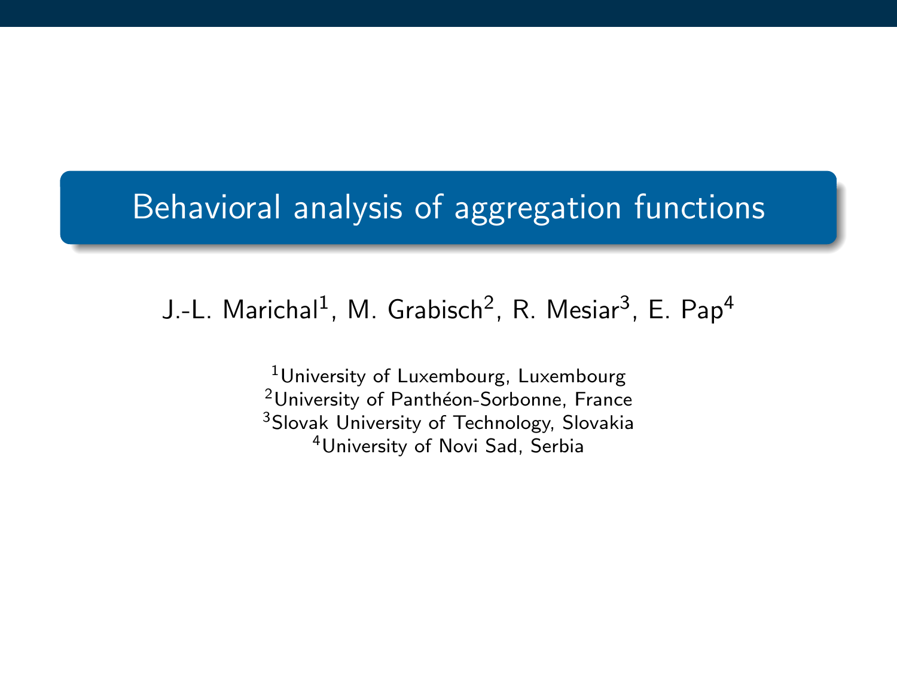# Behavioral analysis of aggregation functions

J.-L. Marichal[1], M. Grabisch[2], R. Mesiar[3], E. Pap[4]

[1]University of Luxembourg, Luxembourg
[2]University of Panthéon-Sorbonne, France
[3]Slovak University of Technology, Slovakia
[4]University of Novi Sad, Serbia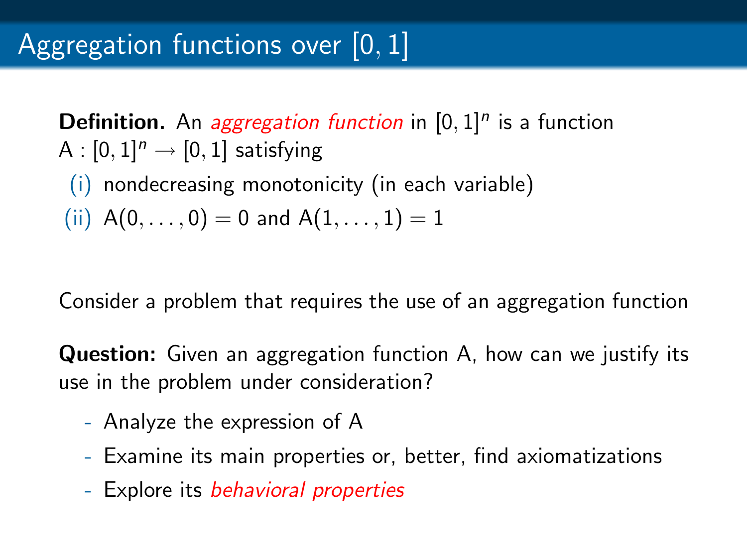# Aggregation functions over $[0, 1]$

**Definition.** An *aggregation function* in $[0, 1]^n$ is a function $\mathrm{A} : [0, 1]^n \to [0, 1]$ satisfying

(i) nondecreasing monotonicity (in each variable)

(ii) $\mathrm{A}(0, \ldots, 0) = 0$ and $\mathrm{A}(1, \ldots, 1) = 1$

Consider a problem that requires the use of an aggregation function

**Question:** Given an aggregation function A, how can we justify its use in the problem under consideration?

- Analyze the expression of A
- Examine its main properties or, better, find axiomatizations
- Explore its *behavioral properties*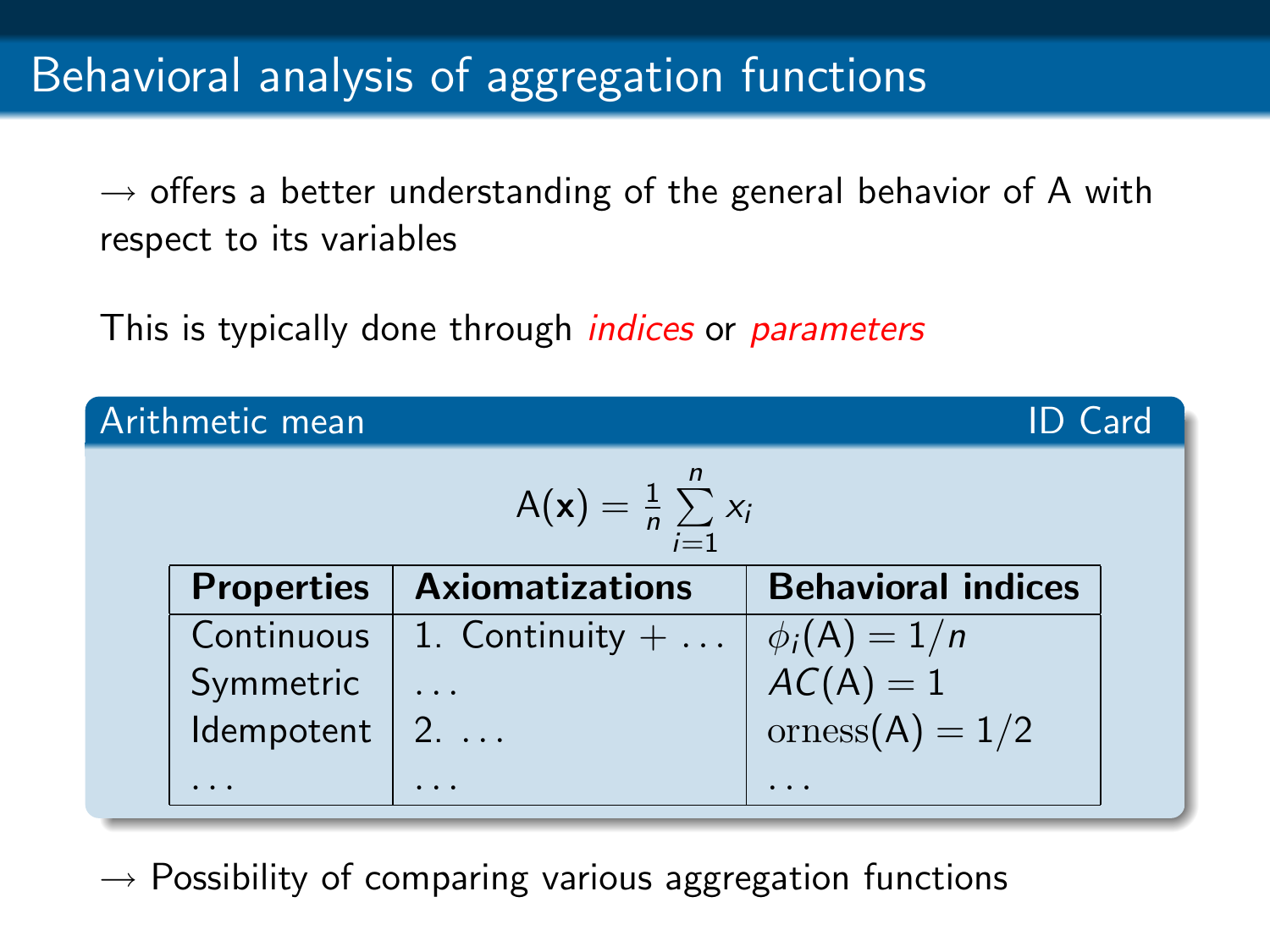# Behavioral analysis of aggregation functions

$\rightarrow$ offers a better understanding of the general behavior of A with respect to its variables

This is typically done through *indices* or *parameters*

**Arithmetic mean** — ID Card

$$\mathsf{A}(\mathbf{x}) = \frac{1}{n}\sum_{i=1}^{n} x_i$$

| **Properties** | **Axiomatizations** | **Behavioral indices** |
|---|---|---|
| Continuous | 1. Continuity + ... | $\phi_i(\mathsf{A}) = 1/n$ |
| Symmetric | ... | $AC(\mathsf{A}) = 1$ |
| Idempotent | 2. ... | $\mathrm{orness}(\mathsf{A}) = 1/2$ |
| ... | ... | ... |

$\rightarrow$ Possibility of comparing various aggregation functions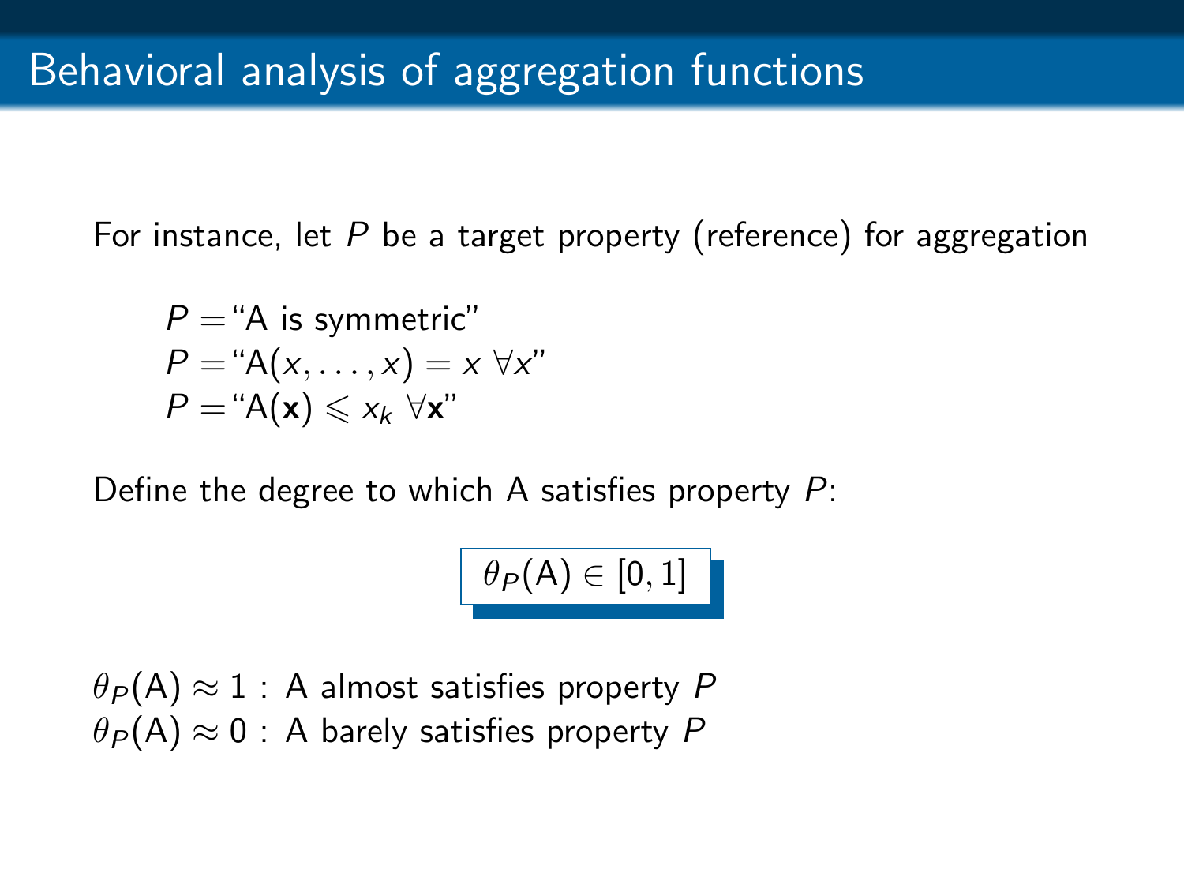# Behavioral analysis of aggregation functions

For instance, let $P$ be a target property (reference) for aggregation

$P =$ "A is symmetric"
$P =$ "$\mathsf{A}(x, \ldots, x) = x \ \forall x$"
$P =$ "$\mathsf{A}(\mathbf{x}) \leqslant x_k \ \forall \mathbf{x}$"

Define the degree to which A satisfies property $P$:

$$\theta_P(\mathsf{A}) \in [0, 1]$$

$\theta_P(\mathsf{A}) \approx 1$ : A almost satisfies property $P$
$\theta_P(\mathsf{A}) \approx 0$ : A barely satisfies property $P$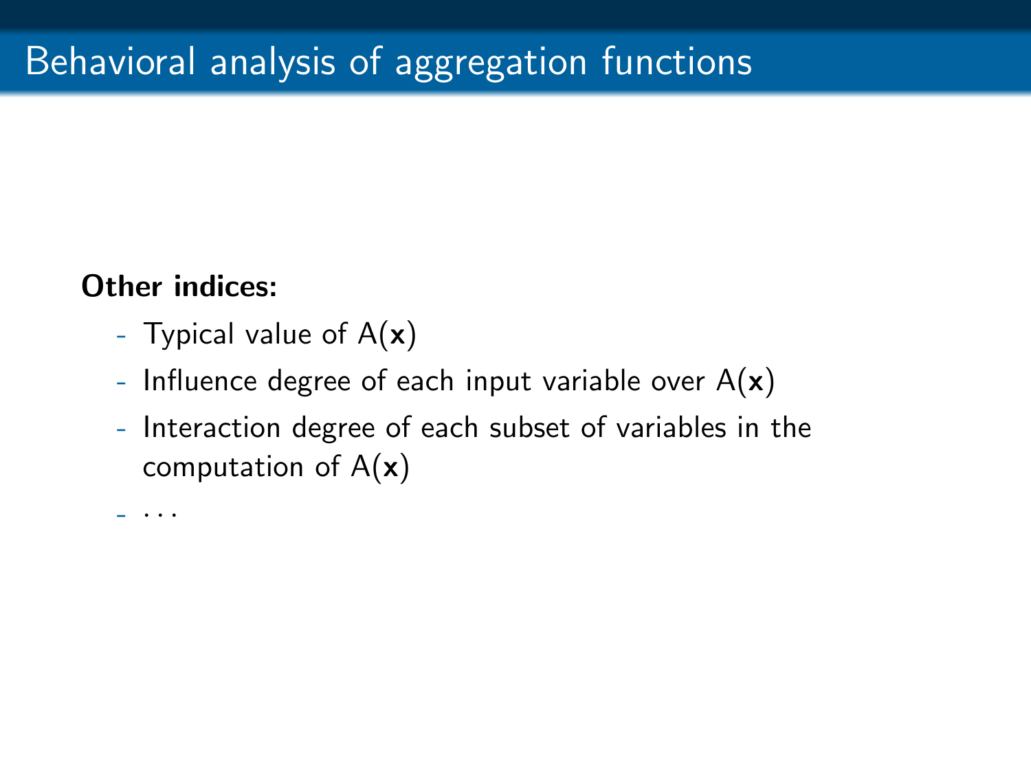# Behavioral analysis of aggregation functions

**Other indices:**

- Typical value of $A(\mathbf{x})$
- Influence degree of each input variable over $A(\mathbf{x})$
- Interaction degree of each subset of variables in the computation of $A(\mathbf{x})$
- ...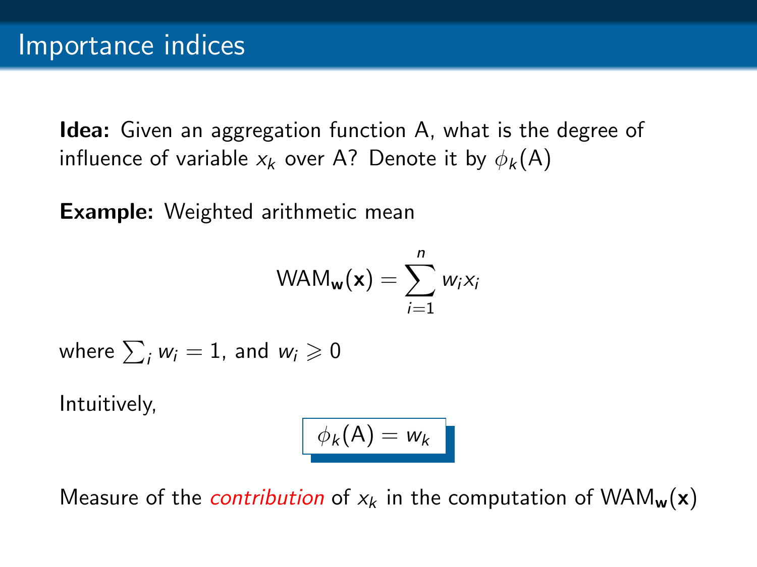# Importance indices

**Idea:** Given an aggregation function A, what is the degree of influence of variable $x_k$ over A? Denote it by $\phi_k(\mathrm{A})$

**Example:** Weighted arithmetic mean

$$\mathrm{WAM}_{\mathbf{w}}(\mathbf{x}) = \sum_{i=1}^{n} w_i x_i$$

where $\sum_i w_i = 1$, and $w_i \geqslant 0$

Intuitively,

$$\boxed{\phi_k(\mathrm{A}) = w_k}$$

Measure of the *contribution* of $x_k$ in the computation of $\mathrm{WAM}_{\mathbf{w}}(\mathbf{x})$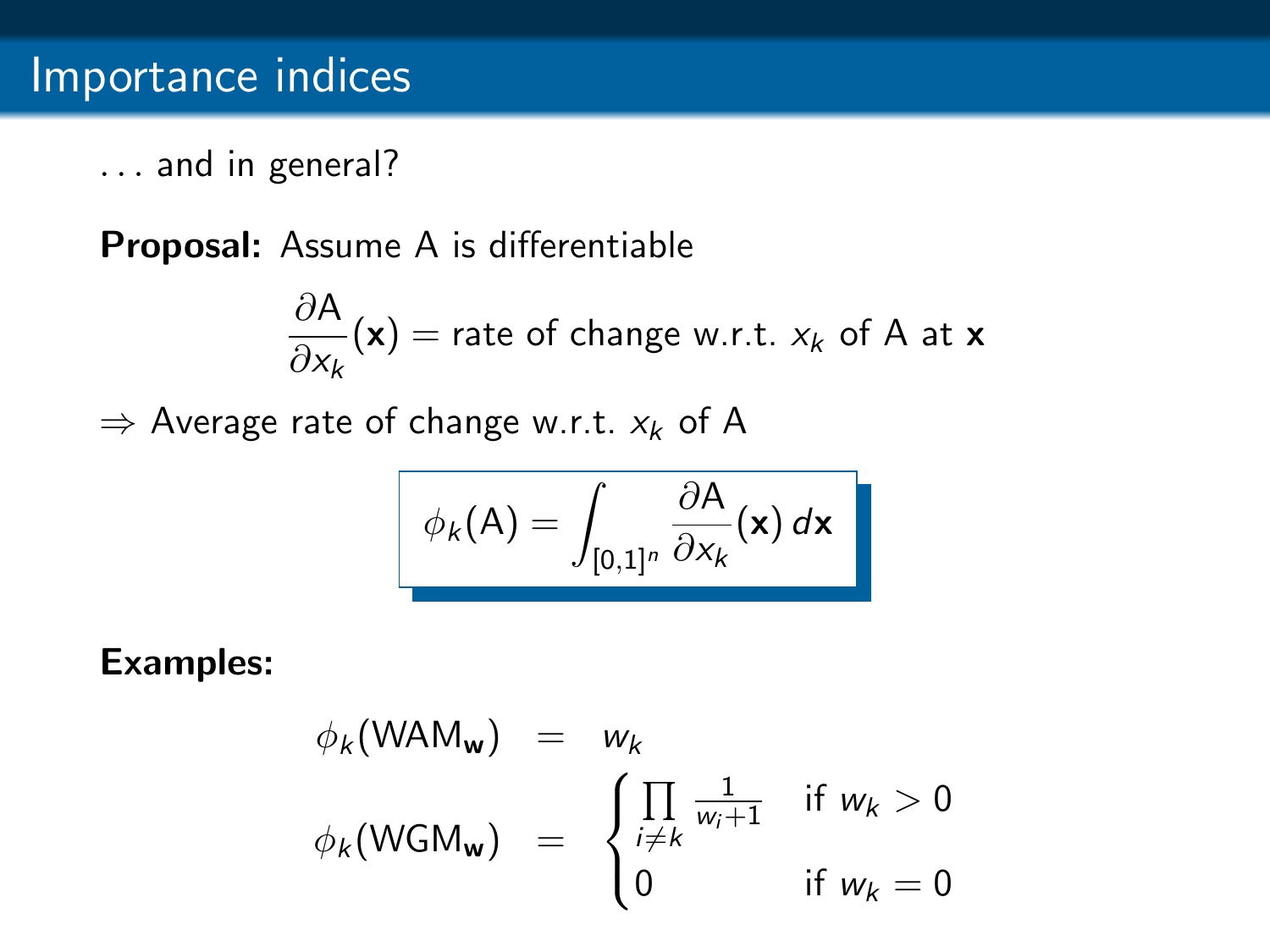# Importance indices

... and in general?

**Proposal:** Assume A is differentiable

$$\frac{\partial \mathsf{A}}{\partial x_k}(\mathbf{x}) = \text{rate of change w.r.t. } x_k \text{ of A at } \mathbf{x}$$

$\Rightarrow$ Average rate of change w.r.t. $x_k$ of A

$$\boxed{\phi_k(\mathsf{A}) = \int_{[0,1]^n} \frac{\partial \mathsf{A}}{\partial x_k}(\mathbf{x})\, d\mathbf{x}}$$

**Examples:**

$$\begin{aligned}
\phi_k(\mathsf{WAM}_{\mathbf{w}}) &= w_k \\
\phi_k(\mathsf{WGM}_{\mathbf{w}}) &= \begin{cases} \prod_{i \neq k} \frac{1}{w_i + 1} & \text{if } w_k > 0 \\ 0 & \text{if } w_k = 0 \end{cases}
\end{aligned}$$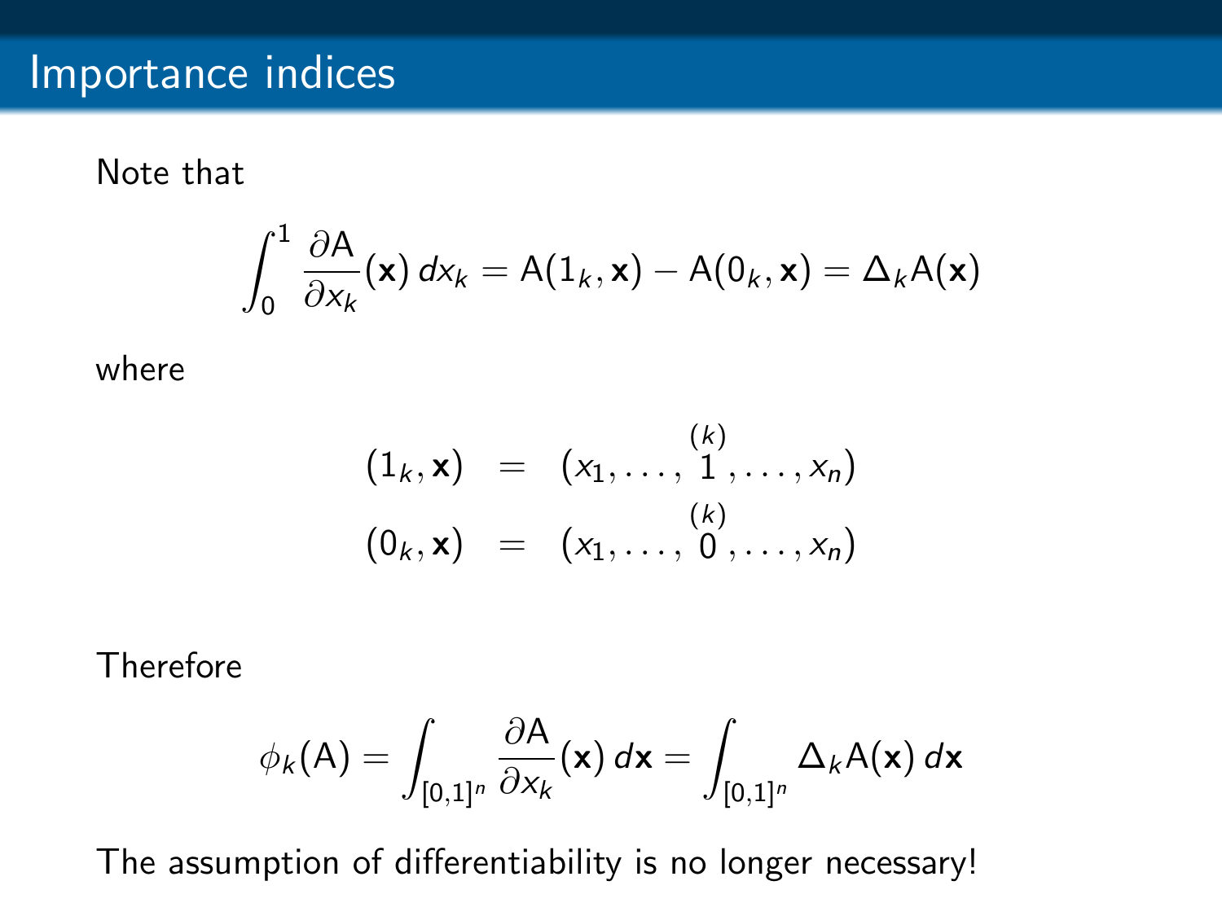# Importance indices

Note that

$$\int_0^1 \frac{\partial \mathsf{A}}{\partial x_k}(\mathbf{x})\, dx_k = \mathsf{A}(1_k, \mathbf{x}) - \mathsf{A}(0_k, \mathbf{x}) = \Delta_k \mathsf{A}(\mathbf{x})$$

where

$$\begin{aligned}
(1_k, \mathbf{x}) &= (x_1, \ldots, \overset{(k)}{1}, \ldots, x_n) \\
(0_k, \mathbf{x}) &= (x_1, \ldots, \overset{(k)}{0}, \ldots, x_n)
\end{aligned}$$

Therefore

$$\phi_k(\mathsf{A}) = \int_{[0,1]^n} \frac{\partial \mathsf{A}}{\partial x_k}(\mathbf{x})\, d\mathbf{x} = \int_{[0,1]^n} \Delta_k \mathsf{A}(\mathbf{x})\, d\mathbf{x}$$

The assumption of differentiability is no longer necessary!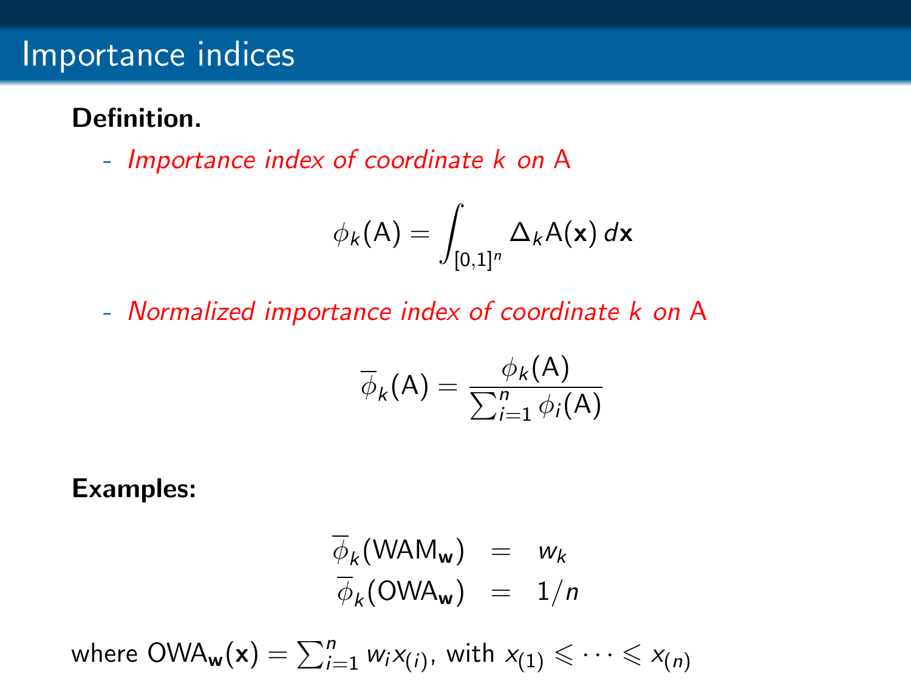# Importance indices

**Definition.**

- *Importance index of coordinate $k$ on* A

$$\phi_k(\mathsf{A}) = \int_{[0,1]^n} \Delta_k \mathsf{A}(\mathbf{x})\, d\mathbf{x}$$

- *Normalized importance index of coordinate $k$ on* A

$$\overline{\phi}_k(\mathsf{A}) = \frac{\phi_k(\mathsf{A})}{\sum_{i=1}^n \phi_i(\mathsf{A})}$$

**Examples:**

$$\begin{aligned}
\overline{\phi}_k(\mathsf{WAM}_{\mathbf{w}}) &= w_k \\
\overline{\phi}_k(\mathsf{OWA}_{\mathbf{w}}) &= 1/n
\end{aligned}$$

where $\mathsf{OWA}_{\mathbf{w}}(\mathbf{x}) = \sum_{i=1}^n w_i x_{(i)}$, with $x_{(1)} \leqslant \cdots \leqslant x_{(n)}$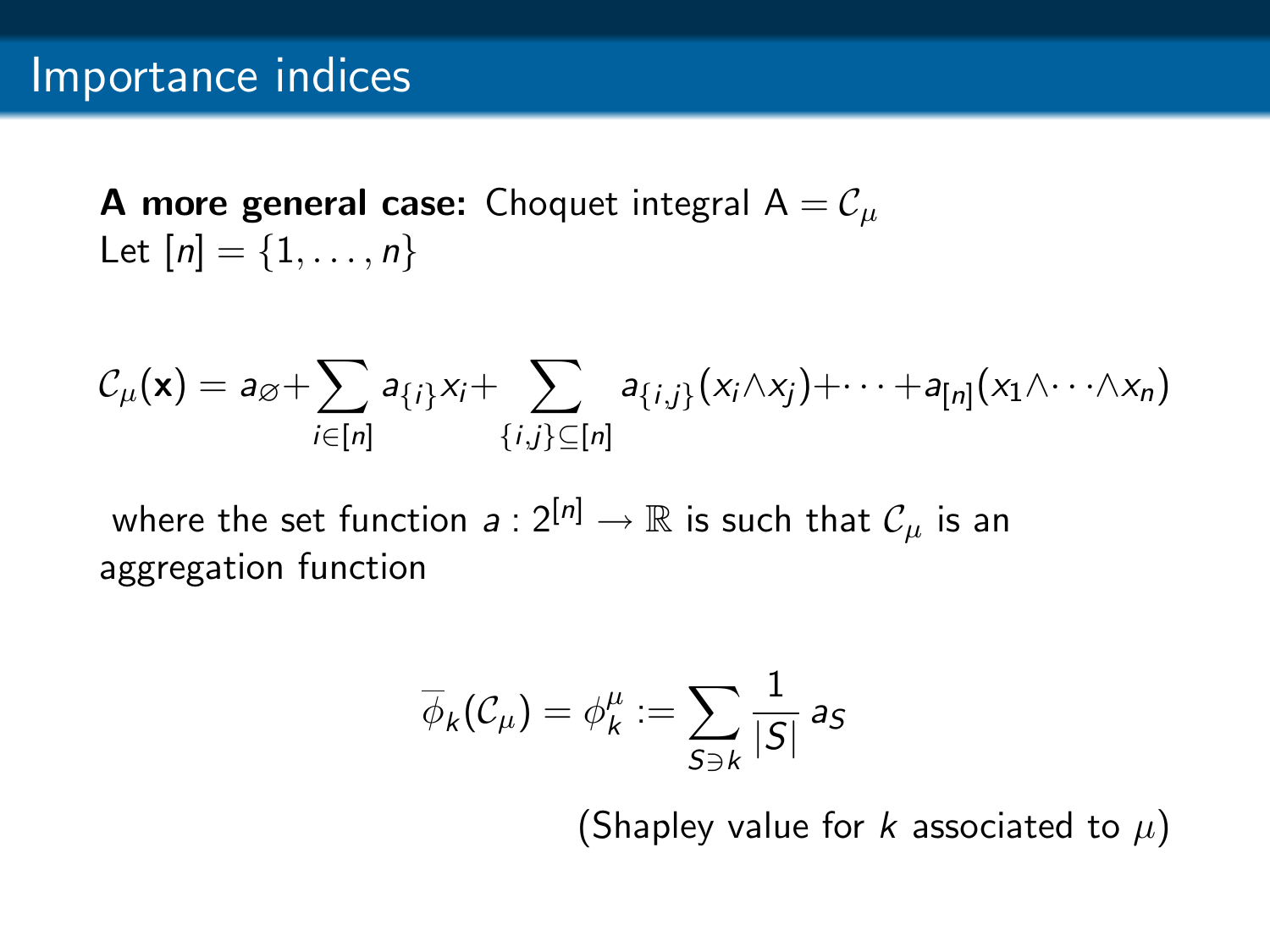# Importance indices

**A more general case:** Choquet integral $\mathsf{A} = \mathcal{C}_\mu$
Let $[n] = \{1, \ldots, n\}$

$$\mathcal{C}_\mu(\mathbf{x}) = a_\varnothing + \sum_{i \in [n]} a_{\{i\}} x_i + \sum_{\{i,j\} \subseteq [n]} a_{\{i,j\}} (x_i \wedge x_j) + \cdots + a_{[n]} (x_1 \wedge \cdots \wedge x_n)$$

where the set function $a : 2^{[n]} \to \mathbb{R}$ is such that $\mathcal{C}_\mu$ is an aggregation function

$$\overline{\phi}_k(\mathcal{C}_\mu) = \phi_k^\mu := \sum_{S \ni k} \frac{1}{|S|} \, a_S$$

(Shapley value for $k$ associated to $\mu$)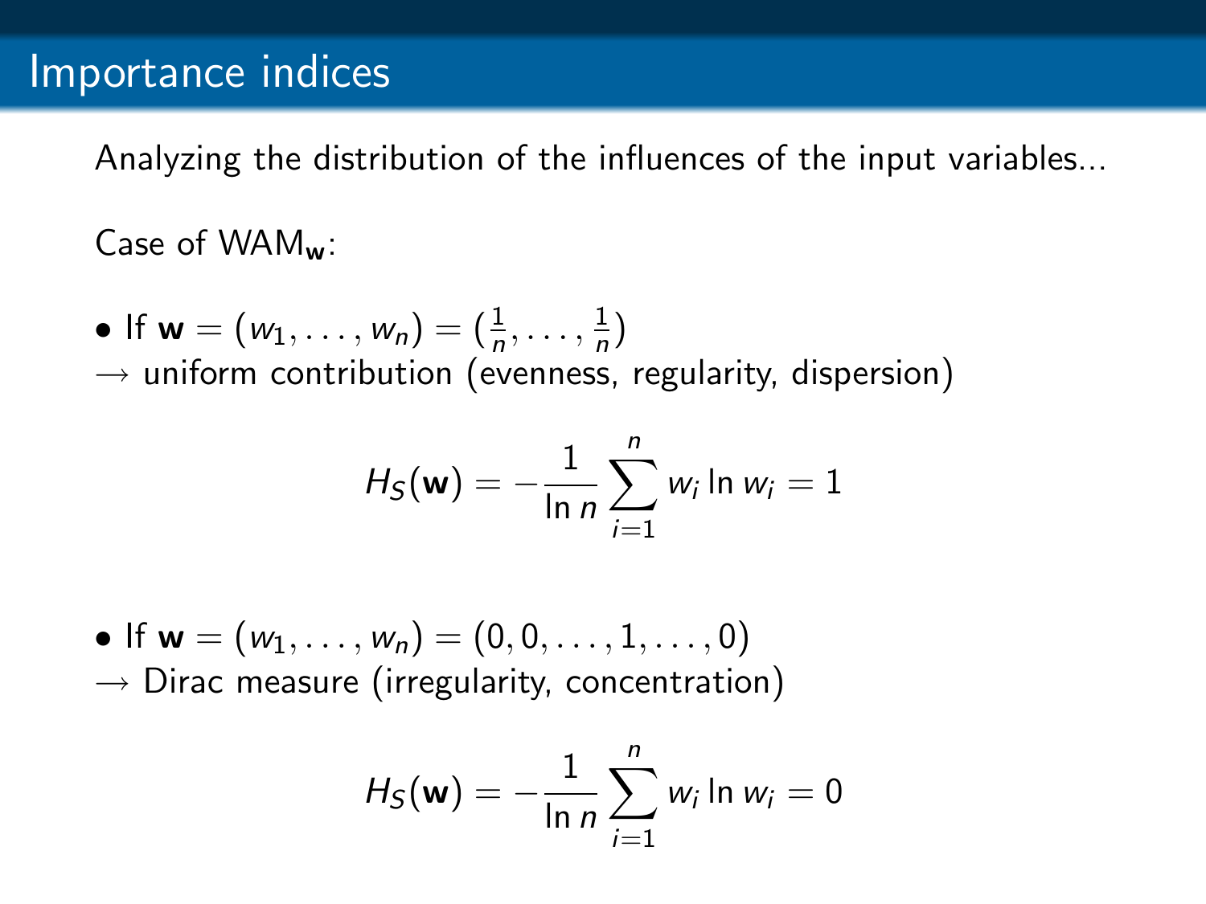# Importance indices

Analyzing the distribution of the influences of the input variables...

Case of $\mathrm{WAM}_{\mathbf{w}}$:

- If $\mathbf{w} = (w_1, \ldots, w_n) = (\frac{1}{n}, \ldots, \frac{1}{n})$
$\rightarrow$ uniform contribution (evenness, regularity, dispersion)

$$H_S(\mathbf{w}) = -\frac{1}{\ln n} \sum_{i=1}^{n} w_i \ln w_i = 1$$

- If $\mathbf{w} = (w_1, \ldots, w_n) = (0, 0, \ldots, 1, \ldots, 0)$
$\rightarrow$ Dirac measure (irregularity, concentration)

$$H_S(\mathbf{w}) = -\frac{1}{\ln n} \sum_{i=1}^{n} w_i \ln w_i = 0$$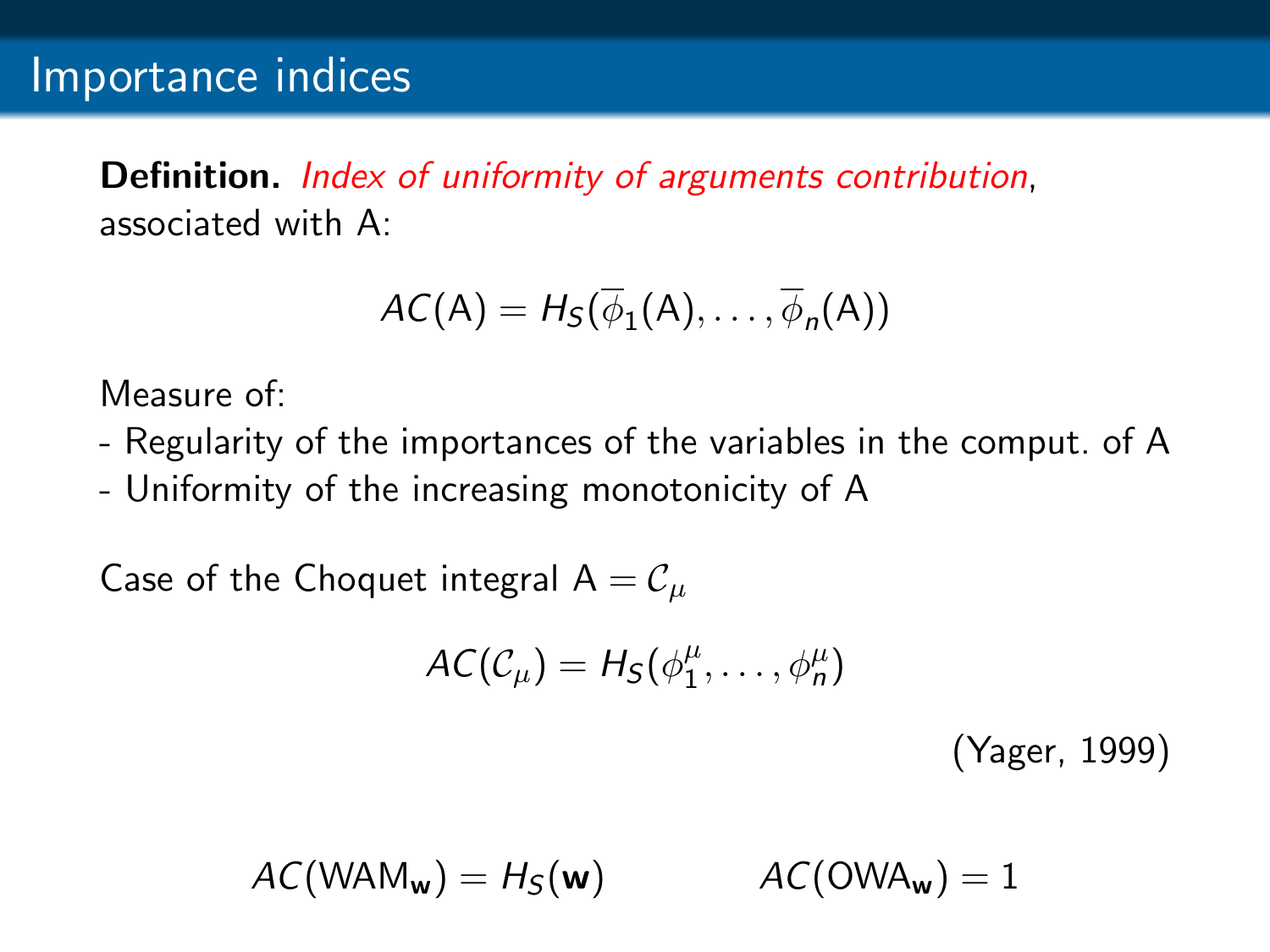# Importance indices

**Definition.** *Index of uniformity of arguments contribution*, associated with A:

$$AC(\mathsf{A}) = H_S(\overline{\phi}_1(\mathsf{A}), \ldots, \overline{\phi}_n(\mathsf{A}))$$

Measure of:

- Regularity of the importances of the variables in the comput. of A
- Uniformity of the increasing monotonicity of A

Case of the Choquet integral $\mathsf{A} = \mathcal{C}_\mu$

$$AC(\mathcal{C}_\mu) = H_S(\phi_1^\mu, \ldots, \phi_n^\mu)$$

(Yager, 1999)

$$AC(\mathsf{WAM}_{\mathbf{w}}) = H_S(\mathbf{w}) \qquad AC(\mathsf{OWA}_{\mathbf{w}}) = 1$$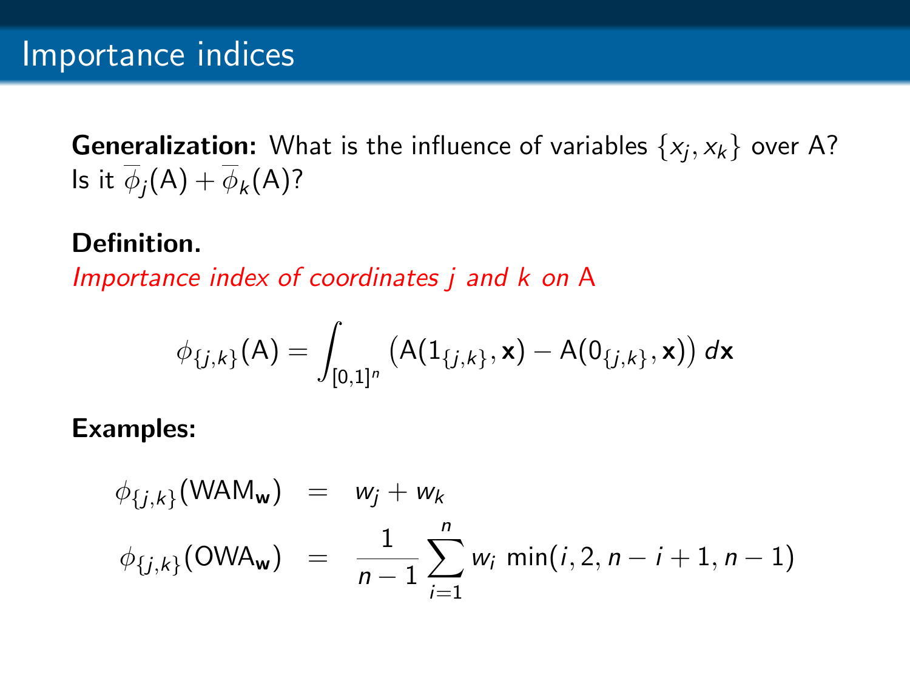# Importance indices

**Generalization:** What is the influence of variables $\{x_j, x_k\}$ over A? Is it $\overline{\phi}_j(\mathsf{A}) + \overline{\phi}_k(\mathsf{A})$?

**Definition.**

*Importance index of coordinates j and k on* A

$$\phi_{\{j,k\}}(\mathsf{A}) = \int_{[0,1]^n} \big(\mathsf{A}(1_{\{j,k\}}, \mathbf{x}) - \mathsf{A}(0_{\{j,k\}}, \mathbf{x})\big)\, d\mathbf{x}$$

**Examples:**

$$\phi_{\{j,k\}}(\mathsf{WAM}_{\mathbf{w}}) = w_j + w_k$$

$$\phi_{\{j,k\}}(\mathsf{OWA}_{\mathbf{w}}) = \frac{1}{n-1} \sum_{i=1}^{n} w_i \min(i, 2, n-i+1, n-1)$$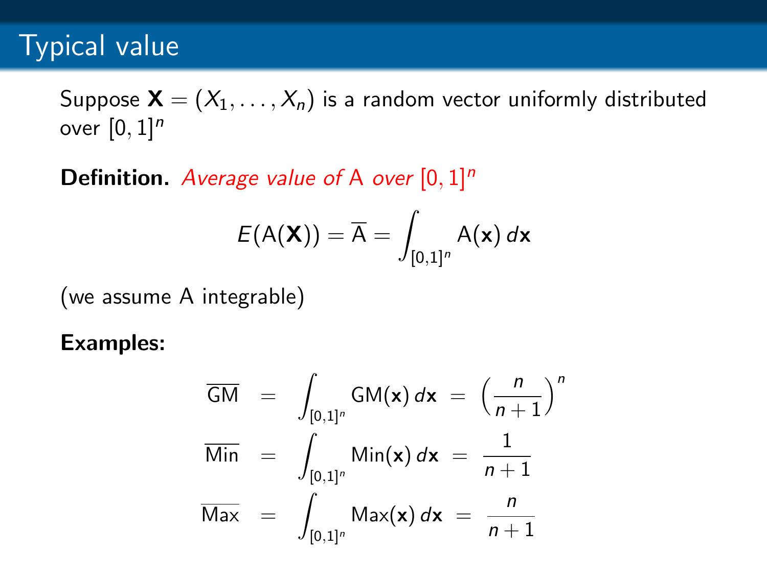## Typical value

Suppose $\mathbf{X} = (X_1, \ldots, X_n)$ is a random vector uniformly distributed over $[0,1]^n$

**Definition.** *Average value of* A *over* $[0,1]^n$

$$E(\mathsf{A}(\mathbf{X})) = \overline{\mathsf{A}} = \int_{[0,1]^n} \mathsf{A}(\mathbf{x})\, d\mathbf{x}$$

(we assume A integrable)

**Examples:**

$$\begin{aligned}
\overline{\mathsf{GM}} &= \int_{[0,1]^n} \mathsf{GM}(\mathbf{x})\, d\mathbf{x} = \left(\frac{n}{n+1}\right)^n \\
\overline{\mathsf{Min}} &= \int_{[0,1]^n} \mathsf{Min}(\mathbf{x})\, d\mathbf{x} = \frac{1}{n+1} \\
\overline{\mathsf{Max}} &= \int_{[0,1]^n} \mathsf{Max}(\mathbf{x})\, d\mathbf{x} = \frac{n}{n+1}
\end{aligned}$$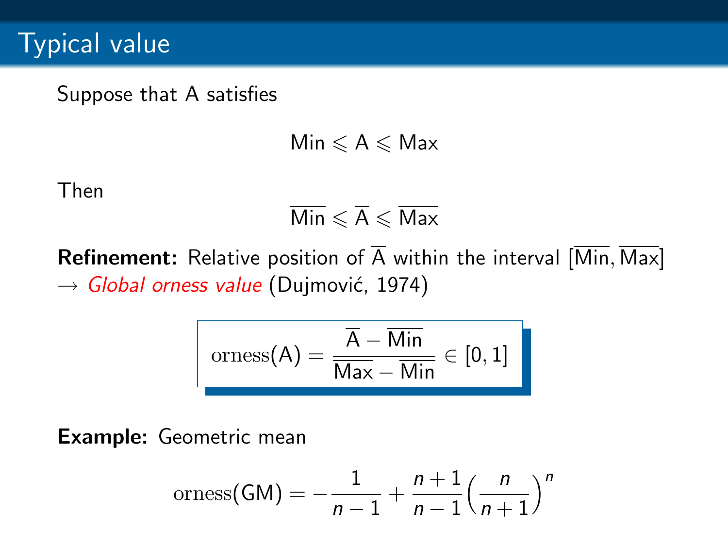# Typical value

Suppose that A satisfies

$$\mathsf{Min} \leqslant \mathsf{A} \leqslant \mathsf{Max}$$

Then

$$\overline{\mathsf{Min}} \leqslant \overline{\mathsf{A}} \leqslant \overline{\mathsf{Max}}$$

**Refinement:** Relative position of $\overline{\mathsf{A}}$ within the interval $[\overline{\mathsf{Min}}, \overline{\mathsf{Max}}]$
→ *Global orness value* (Dujmović, 1974)

$$\mathrm{orness}(\mathsf{A}) = \frac{\overline{\mathsf{A}} - \overline{\mathsf{Min}}}{\overline{\mathsf{Max}} - \overline{\mathsf{Min}}} \in [0,1]$$

**Example:** Geometric mean

$$\mathrm{orness}(\mathsf{GM}) = -\frac{1}{n-1} + \frac{n+1}{n-1}\Big(\frac{n}{n+1}\Big)^{n}$$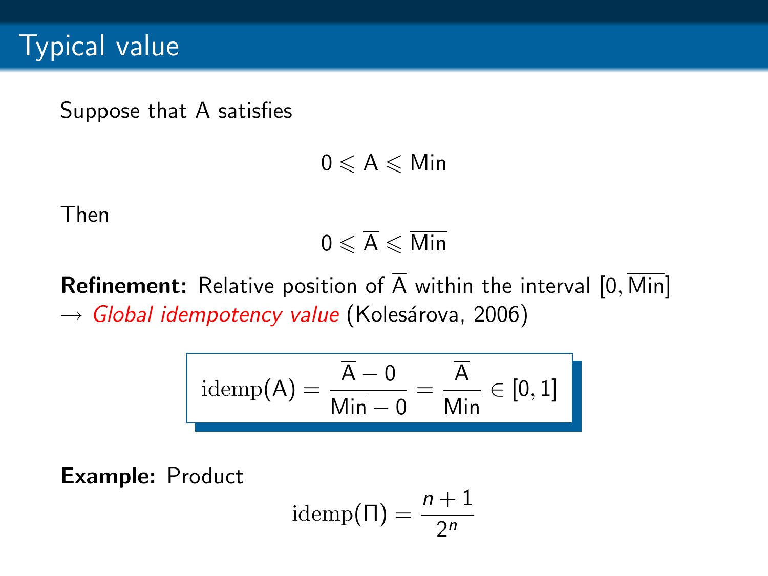# Typical value

Suppose that A satisfies

$$0 \leqslant \mathsf{A} \leqslant \mathsf{Min}$$

Then

$$0 \leqslant \overline{\mathsf{A}} \leqslant \overline{\mathsf{Min}}$$

**Refinement:** Relative position of $\overline{\mathsf{A}}$ within the interval $[0, \overline{\mathsf{Min}}]$
$\rightarrow$ *Global idempotency value* (Kolesárova, 2006)

$$\mathrm{idemp}(\mathsf{A}) = \frac{\overline{\mathsf{A}} - 0}{\overline{\mathsf{Min}} - 0} = \frac{\overline{\mathsf{A}}}{\overline{\mathsf{Min}}} \in [0, 1]$$

**Example:** Product

$$\mathrm{idemp}(\Pi) = \frac{n+1}{2^n}$$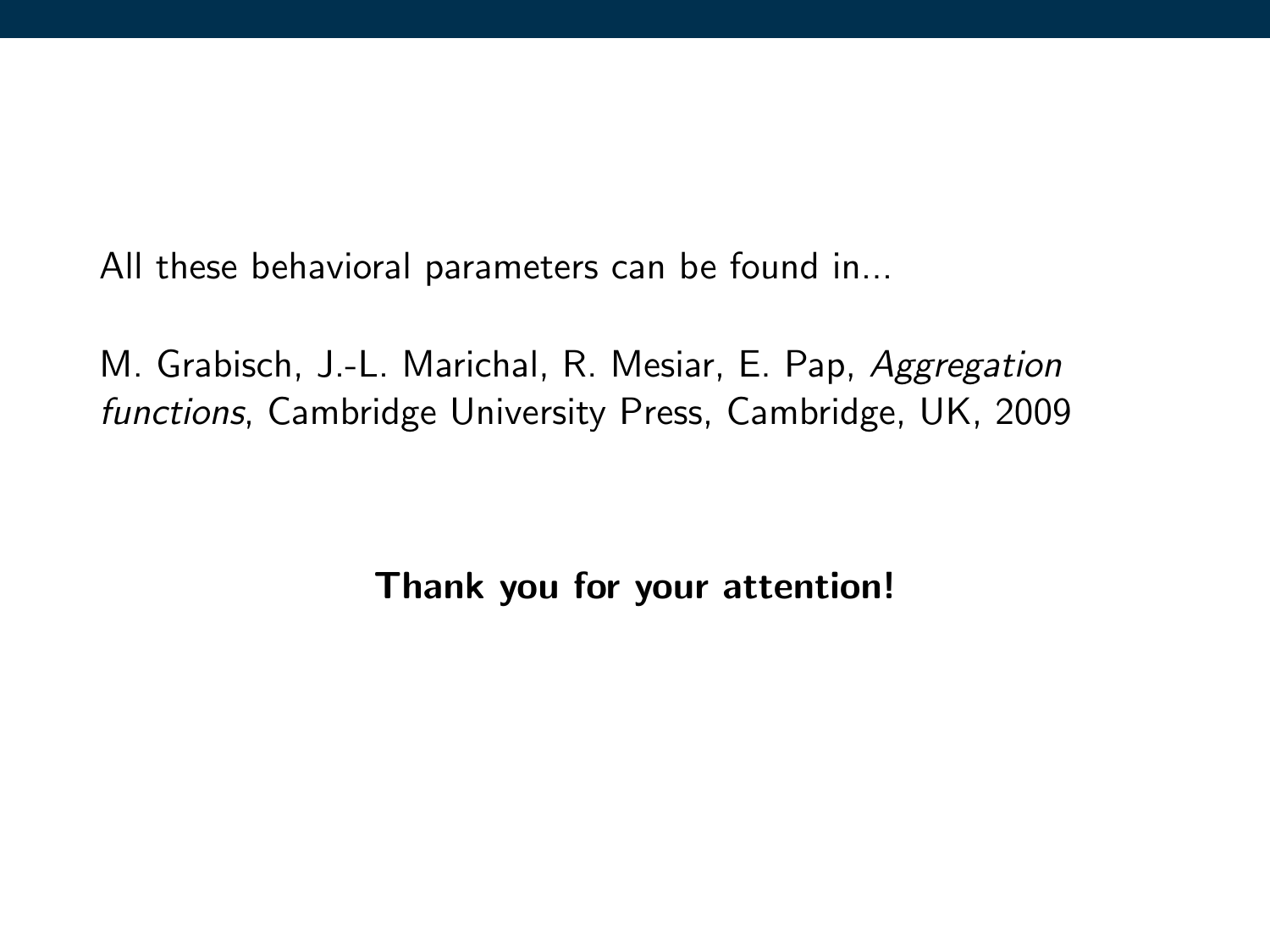All these behavioral parameters can be found in...

M. Grabisch, J.-L. Marichal, R. Mesiar, E. Pap, *Aggregation functions*, Cambridge University Press, Cambridge, UK, 2009

**Thank you for your attention!**